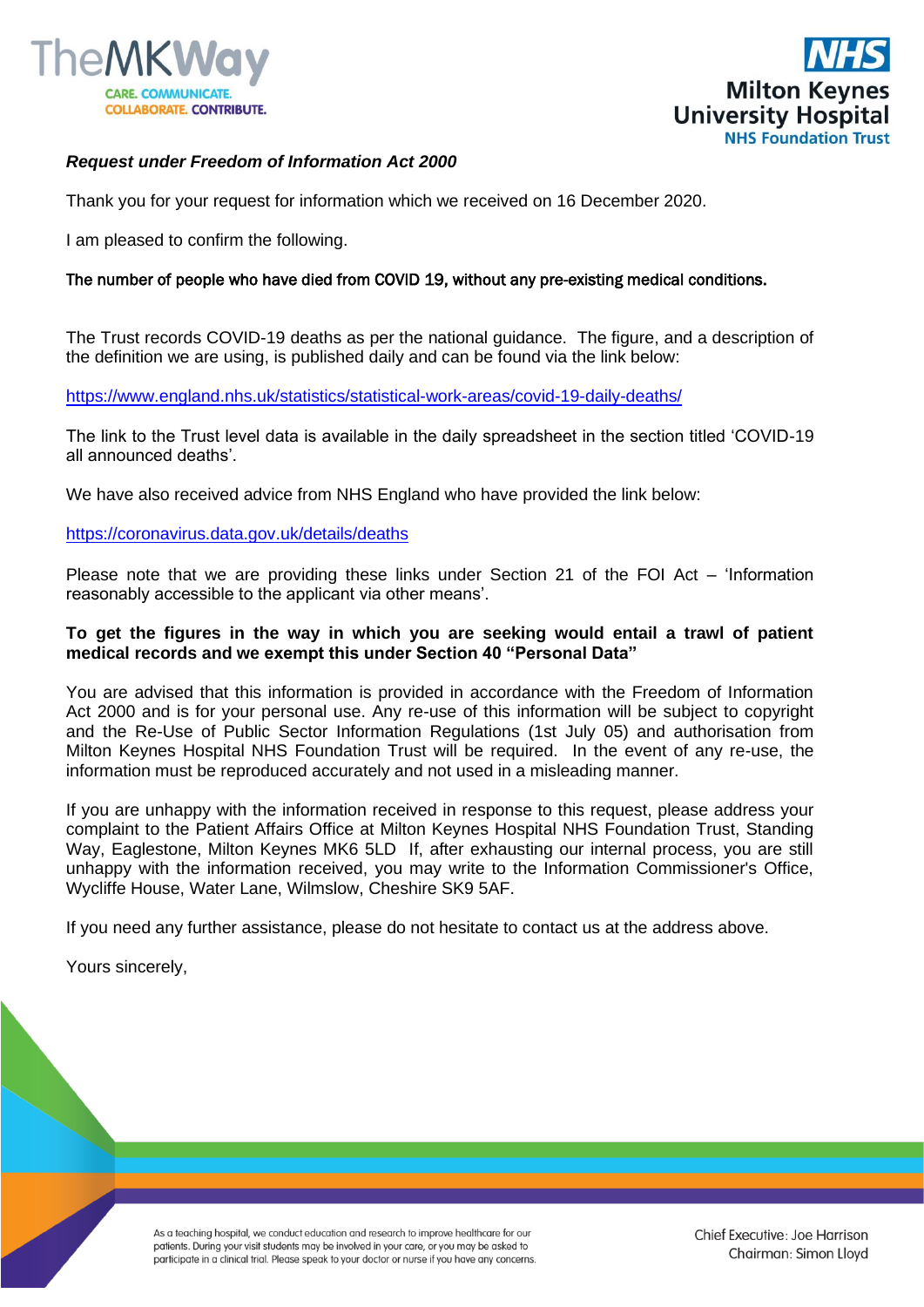TheMKWay
CARE. COMMUNICATE. COLLABORATE. CONTRIBUTE.

NHS
Milton Keynes University Hospital
NHS Foundation Trust

***Request under Freedom of Information Act 2000***

Thank you for your request for information which we received on 16 December 2020.

I am pleased to confirm the following.

The number of people who have died from COVID 19, without any pre-existing medical conditions.

The Trust records COVID-19 deaths as per the national guidance. The figure, and a description of the definition we are using, is published daily and can be found via the link below:

https://www.england.nhs.uk/statistics/statistical-work-areas/covid-19-daily-deaths/

The link to the Trust level data is available in the daily spreadsheet in the section titled 'COVID-19 all announced deaths'.

We have also received advice from NHS England who have provided the link below:

https://coronavirus.data.gov.uk/details/deaths

Please note that we are providing these links under Section 21 of the FOI Act – 'Information reasonably accessible to the applicant via other means'.

**To get the figures in the way in which you are seeking would entail a trawl of patient medical records and we exempt this under Section 40 "Personal Data"**

You are advised that this information is provided in accordance with the Freedom of Information Act 2000 and is for your personal use. Any re-use of this information will be subject to copyright and the Re-Use of Public Sector Information Regulations (1st July 05) and authorisation from Milton Keynes Hospital NHS Foundation Trust will be required. In the event of any re-use, the information must be reproduced accurately and not used in a misleading manner.

If you are unhappy with the information received in response to this request, please address your complaint to the Patient Affairs Office at Milton Keynes Hospital NHS Foundation Trust, Standing Way, Eaglestone, Milton Keynes MK6 5LD If, after exhausting our internal process, you are still unhappy with the information received, you may write to the Information Commissioner's Office, Wycliffe House, Water Lane, Wilmslow, Cheshire SK9 5AF.

If you need any further assistance, please do not hesitate to contact us at the address above.

Yours sincerely,

As a teaching hospital, we conduct education and research to improve healthcare for our patients. During your visit students may be involved in your care, or you may be asked to participate in a clinical trial. Please speak to your doctor or nurse if you have any concerns.

Chief Executive: Joe Harrison
Chairman: Simon Lloyd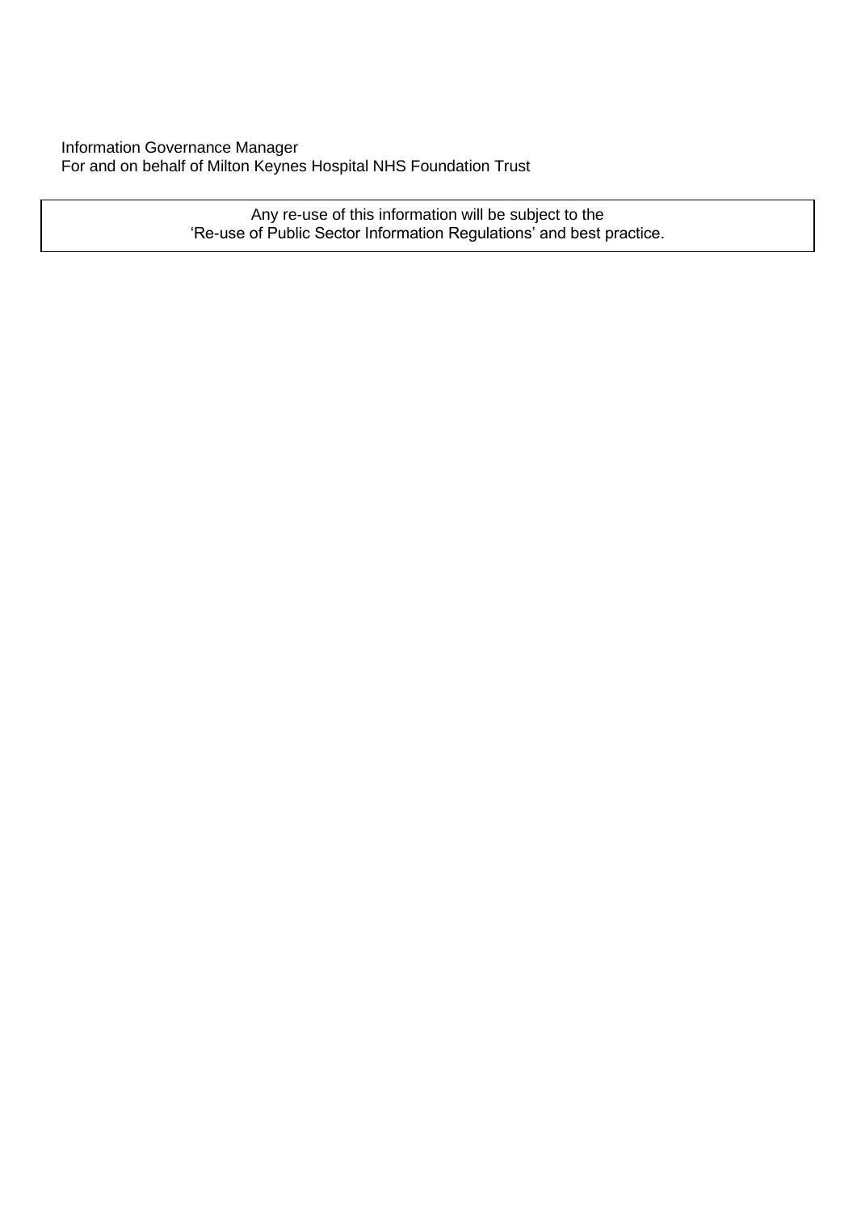Information Governance Manager
For and on behalf of Milton Keynes Hospital NHS Foundation Trust

Any re-use of this information will be subject to the 'Re-use of Public Sector Information Regulations' and best practice.